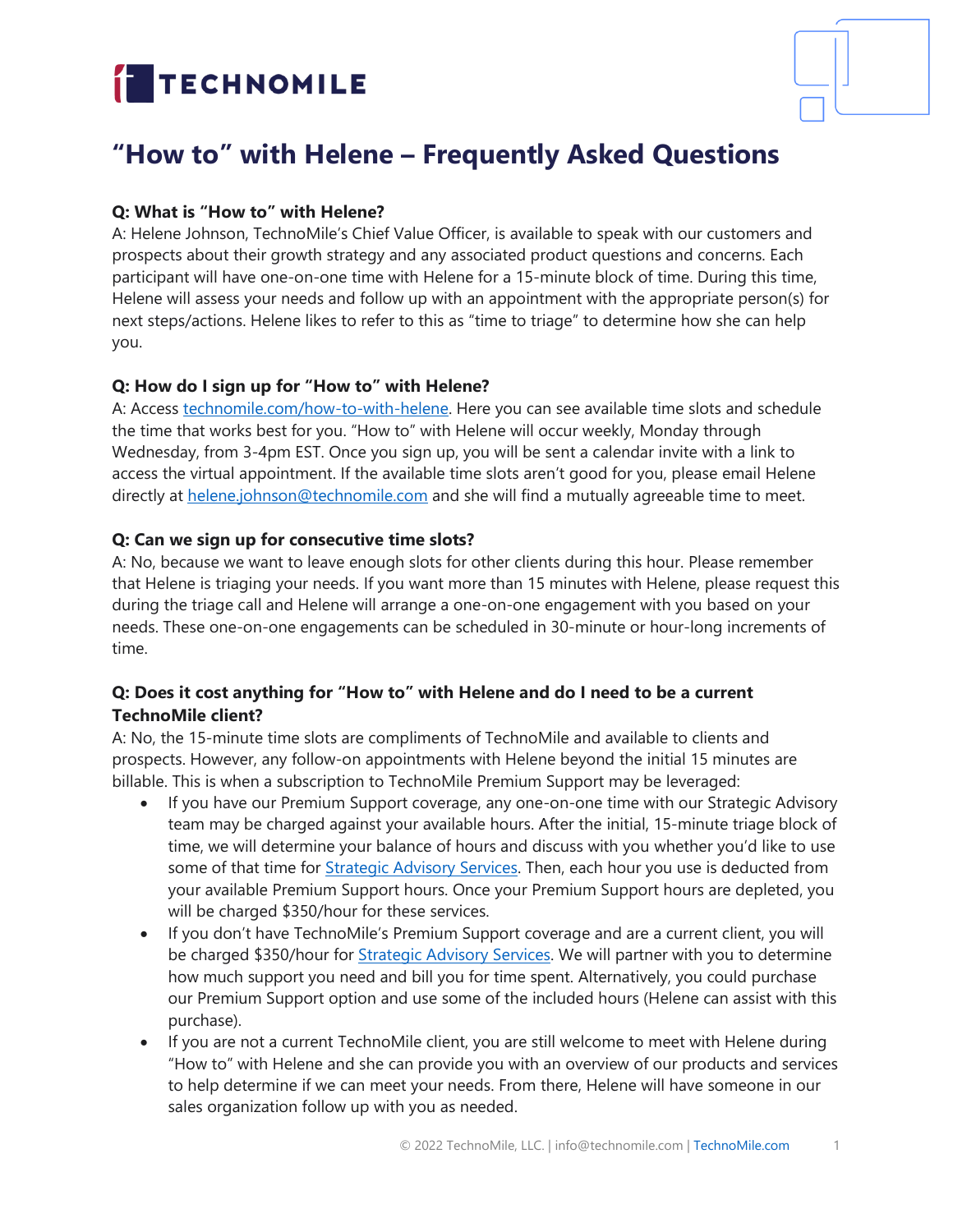# "How to" with Helene – Frequently Asked Questions

**Q: What is "How to" with Helene?**
A: Helene Johnson, TechnoMile's Chief Value Officer, is available to speak with our customers and prospects about their growth strategy and any associated product questions and concerns. Each participant will have one-on-one time with Helene for a 15-minute block of time. During this time, Helene will assess your needs and follow up with an appointment with the appropriate person(s) for next steps/actions. Helene likes to refer to this as "time to triage" to determine how she can help you.

**Q: How do I sign up for "How to" with Helene?**
A: Access [technomile.com/how-to-with-helene](technomile.com/how-to-with-helene). Here you can see available time slots and schedule the time that works best for you. "How to" with Helene will occur weekly, Monday through Wednesday, from 3-4pm EST. Once you sign up, you will be sent a calendar invite with a link to access the virtual appointment. If the available time slots aren't good for you, please email Helene directly at [helene.johnson@technomile.com](mailto:helene.johnson@technomile.com) and she will find a mutually agreeable time to meet.

**Q: Can we sign up for consecutive time slots?**
A: No, because we want to leave enough slots for other clients during this hour. Please remember that Helene is triaging your needs. If you want more than 15 minutes with Helene, please request this during the triage call and Helene will arrange a one-on-one engagement with you based on your needs. These one-on-one engagements can be scheduled in 30-minute or hour-long increments of time.

**Q: Does it cost anything for "How to" with Helene and do I need to be a current TechnoMile client?**
A: No, the 15-minute time slots are compliments of TechnoMile and available to clients and prospects. However, any follow-on appointments with Helene beyond the initial 15 minutes are billable. This is when a subscription to TechnoMile Premium Support may be leveraged:

- If you have our Premium Support coverage, any one-on-one time with our Strategic Advisory team may be charged against your available hours. After the initial, 15-minute triage block of time, we will determine your balance of hours and discuss with you whether you'd like to use some of that time for Strategic Advisory Services. Then, each hour you use is deducted from your available Premium Support hours. Once your Premium Support hours are depleted, you will be charged $350/hour for these services.
- If you don't have TechnoMile's Premium Support coverage and are a current client, you will be charged $350/hour for Strategic Advisory Services. We will partner with you to determine how much support you need and bill you for time spent. Alternatively, you could purchase our Premium Support option and use some of the included hours (Helene can assist with this purchase).
- If you are not a current TechnoMile client, you are still welcome to meet with Helene during "How to" with Helene and she can provide you with an overview of our products and services to help determine if we can meet your needs. From there, Helene will have someone in our sales organization follow up with you as needed.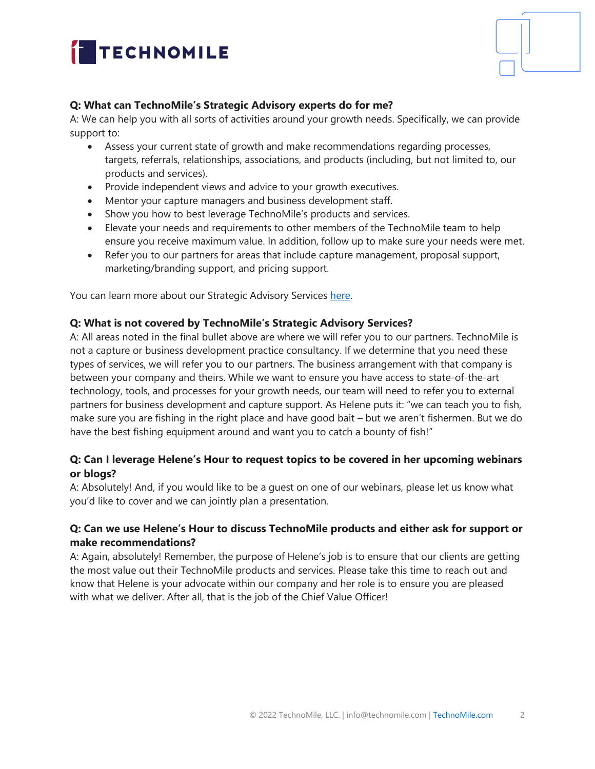**Q: What can TechnoMile's Strategic Advisory experts do for me?**

A: We can help you with all sorts of activities around your growth needs. Specifically, we can provide support to:

- Assess your current state of growth and make recommendations regarding processes, targets, referrals, relationships, associations, and products (including, but not limited to, our products and services).
- Provide independent views and advice to your growth executives.
- Mentor your capture managers and business development staff.
- Show you how to best leverage TechnoMile's products and services.
- Elevate your needs and requirements to other members of the TechnoMile team to help ensure you receive maximum value. In addition, follow up to make sure your needs were met.
- Refer you to our partners for areas that include capture management, proposal support, marketing/branding support, and pricing support.

You can learn more about our Strategic Advisory Services here.

**Q: What is not covered by TechnoMile's Strategic Advisory Services?**

A: All areas noted in the final bullet above are where we will refer you to our partners. TechnoMile is not a capture or business development practice consultancy. If we determine that you need these types of services, we will refer you to our partners. The business arrangement with that company is between your company and theirs. While we want to ensure you have access to state-of-the-art technology, tools, and processes for your growth needs, our team will need to refer you to external partners for business development and capture support. As Helene puts it: "we can teach you to fish, make sure you are fishing in the right place and have good bait – but we aren't fishermen. But we do have the best fishing equipment around and want you to catch a bounty of fish!"

**Q: Can I leverage Helene's Hour to request topics to be covered in her upcoming webinars or blogs?**

A: Absolutely! And, if you would like to be a guest on one of our webinars, please let us know what you'd like to cover and we can jointly plan a presentation.

**Q: Can we use Helene's Hour to discuss TechnoMile products and either ask for support or make recommendations?**

A: Again, absolutely! Remember, the purpose of Helene's job is to ensure that our clients are getting the most value out their TechnoMile products and services. Please take this time to reach out and know that Helene is your advocate within our company and her role is to ensure you are pleased with what we deliver. After all, that is the job of the Chief Value Officer!